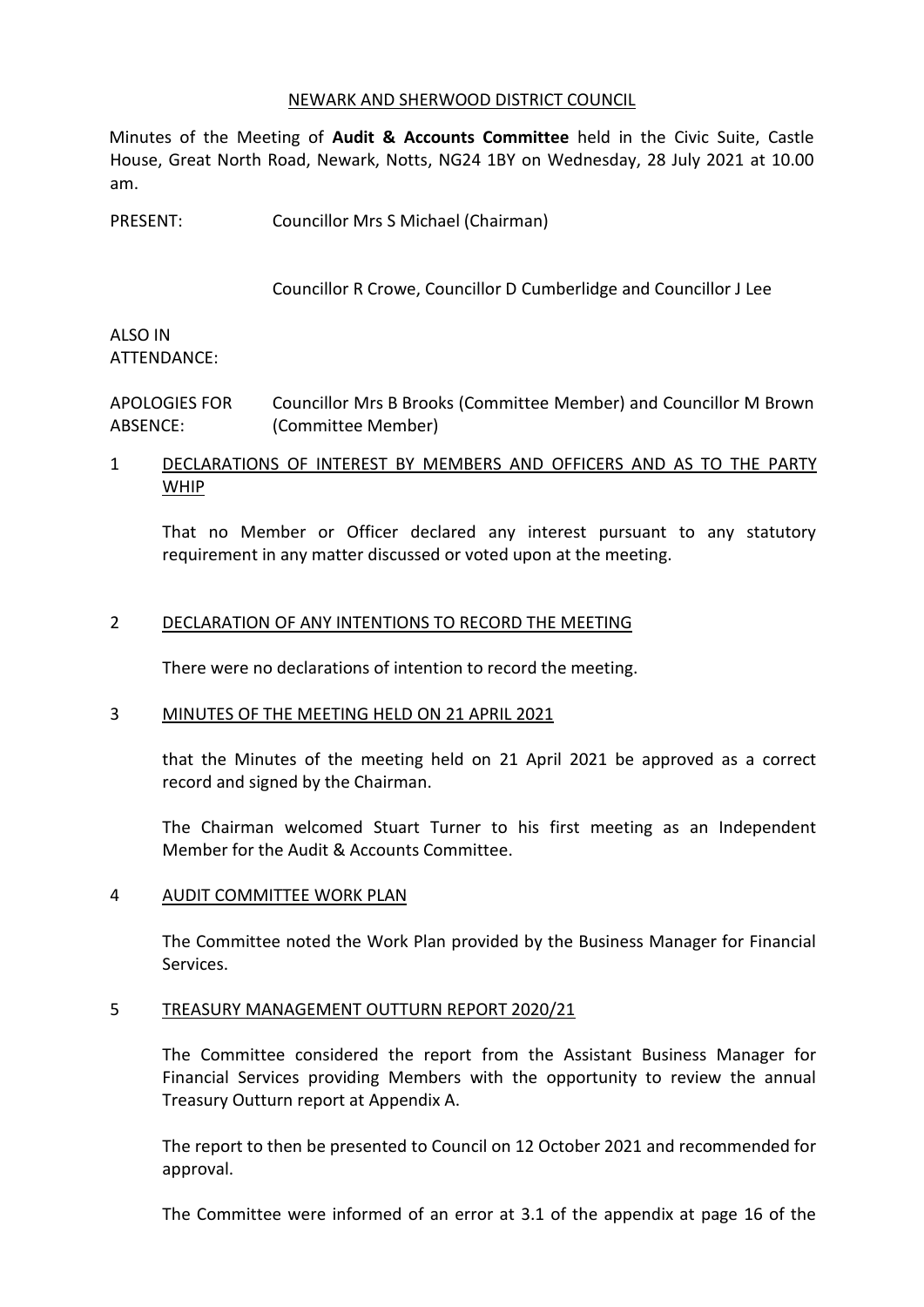NEWARK AND SHERWOOD DISTRICT COUNCIL

Minutes of the Meeting of **Audit & Accounts Committee** held in the Civic Suite, Castle House, Great North Road, Newark, Notts, NG24 1BY on Wednesday, 28 July 2021 at 10.00 am.

PRESENT: Councillor Mrs S Michael (Chairman)

Councillor R Crowe, Councillor D Cumberlidge and Councillor J Lee

ALSO IN ATTENDANCE:

APOLOGIES FOR ABSENCE: Councillor Mrs B Brooks (Committee Member) and Councillor M Brown (Committee Member)

## 1 DECLARATIONS OF INTEREST BY MEMBERS AND OFFICERS AND AS TO THE PARTY WHIP

That no Member or Officer declared any interest pursuant to any statutory requirement in any matter discussed or voted upon at the meeting.

## 2 DECLARATION OF ANY INTENTIONS TO RECORD THE MEETING

There were no declarations of intention to record the meeting.

## 3 MINUTES OF THE MEETING HELD ON 21 APRIL 2021

that the Minutes of the meeting held on 21 April 2021 be approved as a correct record and signed by the Chairman.

The Chairman welcomed Stuart Turner to his first meeting as an Independent Member for the Audit & Accounts Committee.

## 4 AUDIT COMMITTEE WORK PLAN

The Committee noted the Work Plan provided by the Business Manager for Financial Services.

## 5 TREASURY MANAGEMENT OUTTURN REPORT 2020/21

The Committee considered the report from the Assistant Business Manager for Financial Services providing Members with the opportunity to review the annual Treasury Outturn report at Appendix A.

The report to then be presented to Council on 12 October 2021 and recommended for approval.

The Committee were informed of an error at 3.1 of the appendix at page 16 of the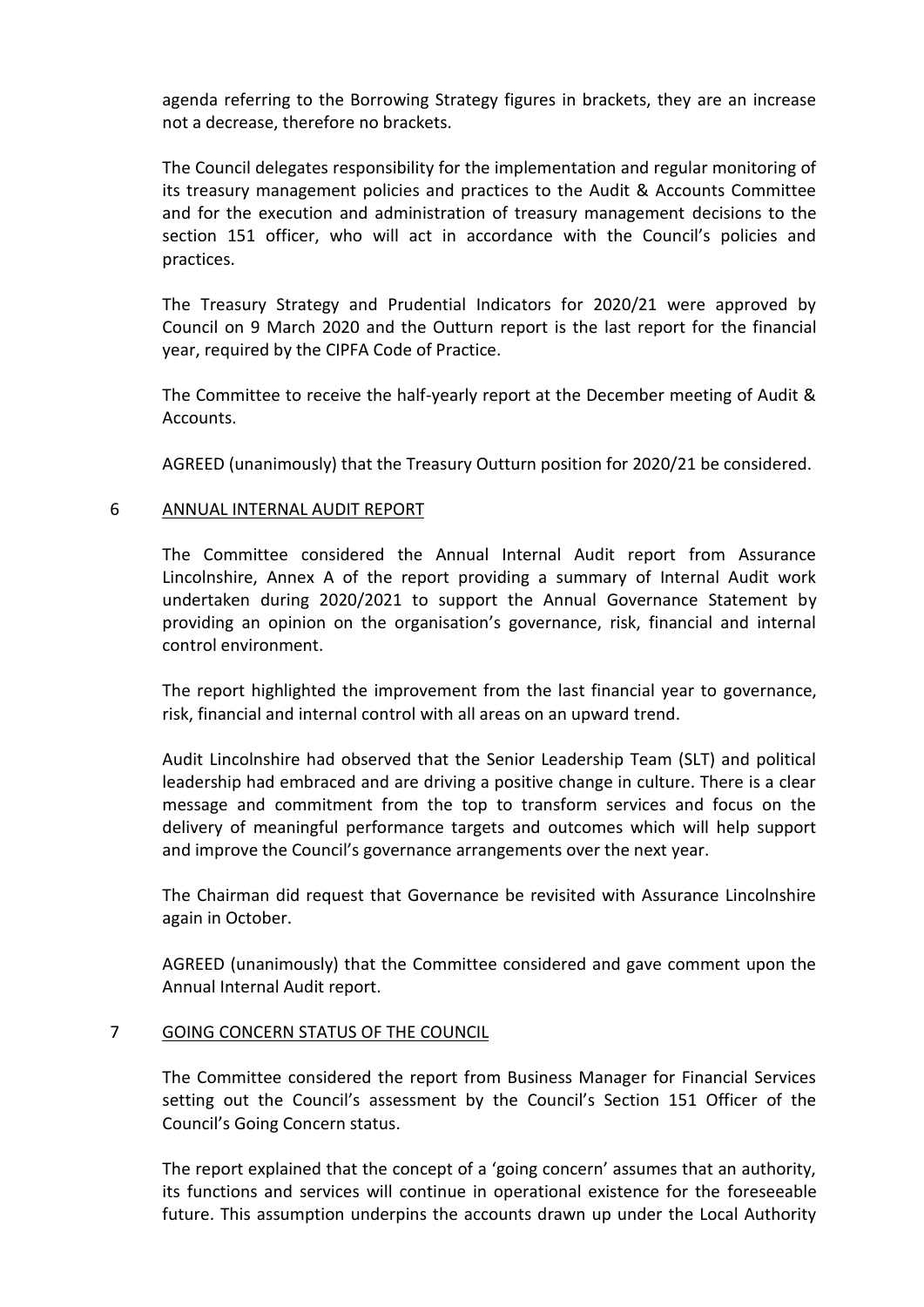agenda referring to the Borrowing Strategy figures in brackets, they are an increase not a decrease, therefore no brackets.

The Council delegates responsibility for the implementation and regular monitoring of its treasury management policies and practices to the Audit & Accounts Committee and for the execution and administration of treasury management decisions to the section 151 officer, who will act in accordance with the Council's policies and practices.

The Treasury Strategy and Prudential Indicators for 2020/21 were approved by Council on 9 March 2020 and the Outturn report is the last report for the financial year, required by the CIPFA Code of Practice.

The Committee to receive the half-yearly report at the December meeting of Audit & Accounts.

AGREED (unanimously) that the Treasury Outturn position for 2020/21 be considered.

## 6 ANNUAL INTERNAL AUDIT REPORT

The Committee considered the Annual Internal Audit report from Assurance Lincolnshire, Annex A of the report providing a summary of Internal Audit work undertaken during 2020/2021 to support the Annual Governance Statement by providing an opinion on the organisation's governance, risk, financial and internal control environment.

The report highlighted the improvement from the last financial year to governance, risk, financial and internal control with all areas on an upward trend.

Audit Lincolnshire had observed that the Senior Leadership Team (SLT) and political leadership had embraced and are driving a positive change in culture. There is a clear message and commitment from the top to transform services and focus on the delivery of meaningful performance targets and outcomes which will help support and improve the Council's governance arrangements over the next year.

The Chairman did request that Governance be revisited with Assurance Lincolnshire again in October.

AGREED (unanimously) that the Committee considered and gave comment upon the Annual Internal Audit report.

## 7 GOING CONCERN STATUS OF THE COUNCIL

The Committee considered the report from Business Manager for Financial Services setting out the Council's assessment by the Council's Section 151 Officer of the Council's Going Concern status.

The report explained that the concept of a 'going concern' assumes that an authority, its functions and services will continue in operational existence for the foreseeable future. This assumption underpins the accounts drawn up under the Local Authority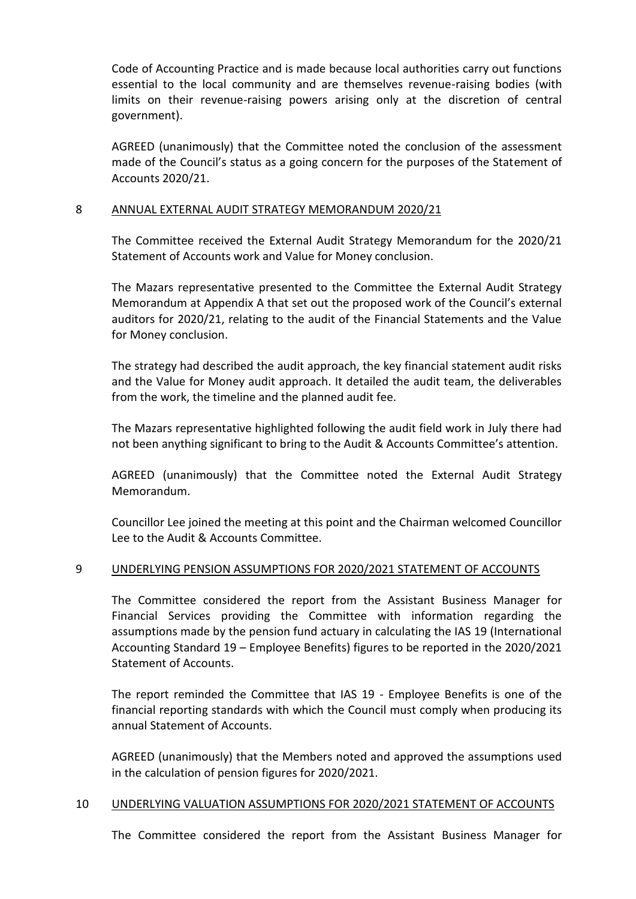Code of Accounting Practice and is made because local authorities carry out functions essential to the local community and are themselves revenue-raising bodies (with limits on their revenue-raising powers arising only at the discretion of central government).

AGREED (unanimously) that the Committee noted the conclusion of the assessment made of the Council's status as a going concern for the purposes of the Statement of Accounts 2020/21.

## 8 ANNUAL EXTERNAL AUDIT STRATEGY MEMORANDUM 2020/21

The Committee received the External Audit Strategy Memorandum for the 2020/21 Statement of Accounts work and Value for Money conclusion.

The Mazars representative presented to the Committee the External Audit Strategy Memorandum at Appendix A that set out the proposed work of the Council's external auditors for 2020/21, relating to the audit of the Financial Statements and the Value for Money conclusion.

The strategy had described the audit approach, the key financial statement audit risks and the Value for Money audit approach. It detailed the audit team, the deliverables from the work, the timeline and the planned audit fee.

The Mazars representative highlighted following the audit field work in July there had not been anything significant to bring to the Audit & Accounts Committee's attention.

AGREED (unanimously) that the Committee noted the External Audit Strategy Memorandum.

Councillor Lee joined the meeting at this point and the Chairman welcomed Councillor Lee to the Audit & Accounts Committee.

## 9 UNDERLYING PENSION ASSUMPTIONS FOR 2020/2021 STATEMENT OF ACCOUNTS

The Committee considered the report from the Assistant Business Manager for Financial Services providing the Committee with information regarding the assumptions made by the pension fund actuary in calculating the IAS 19 (International Accounting Standard 19 – Employee Benefits) figures to be reported in the 2020/2021 Statement of Accounts.

The report reminded the Committee that IAS 19 - Employee Benefits is one of the financial reporting standards with which the Council must comply when producing its annual Statement of Accounts.

AGREED (unanimously) that the Members noted and approved the assumptions used in the calculation of pension figures for 2020/2021.

## 10 UNDERLYING VALUATION ASSUMPTIONS FOR 2020/2021 STATEMENT OF ACCOUNTS

The Committee considered the report from the Assistant Business Manager for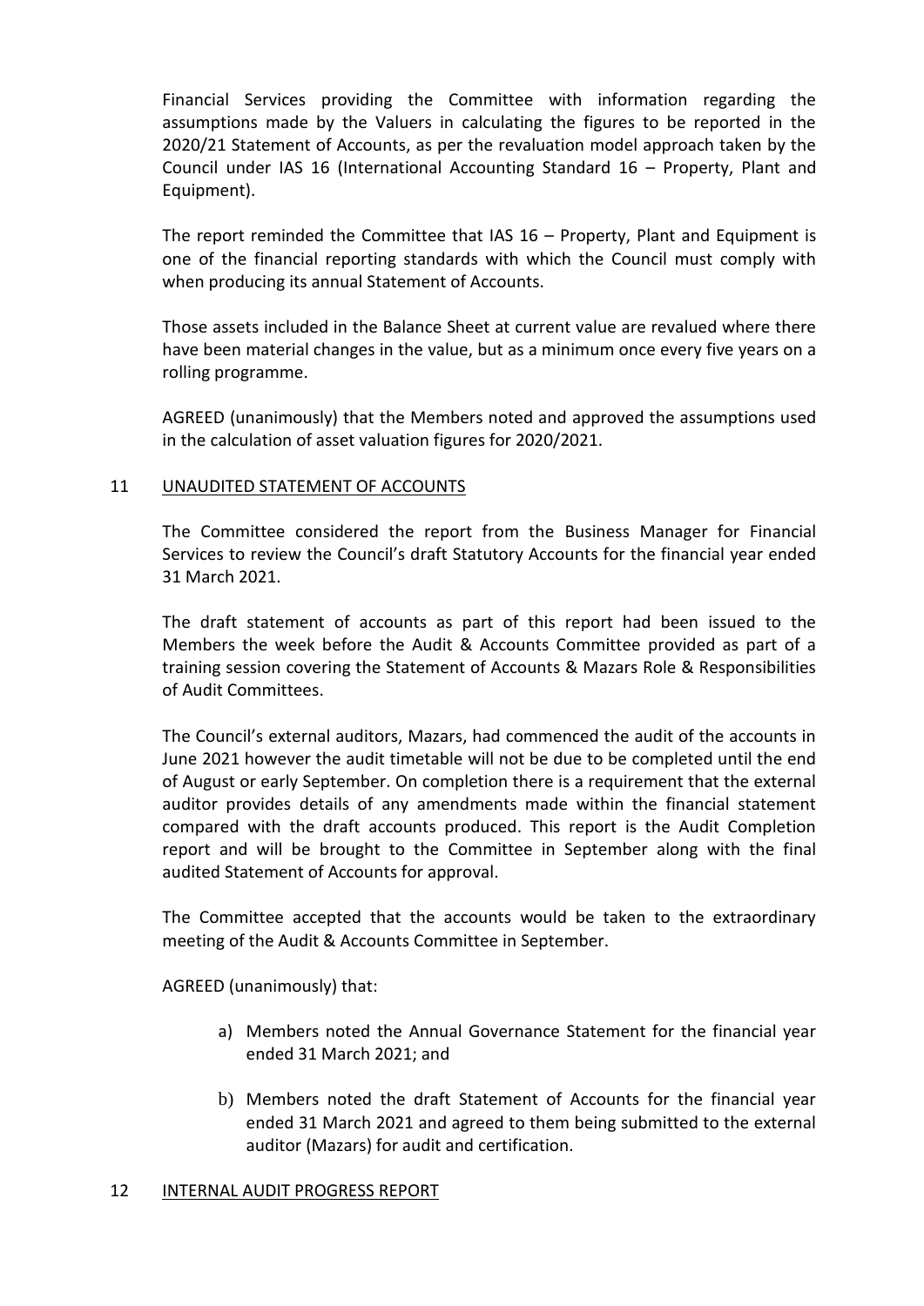Financial Services providing the Committee with information regarding the assumptions made by the Valuers in calculating the figures to be reported in the 2020/21 Statement of Accounts, as per the revaluation model approach taken by the Council under IAS 16 (International Accounting Standard 16 – Property, Plant and Equipment).

The report reminded the Committee that IAS 16 – Property, Plant and Equipment is one of the financial reporting standards with which the Council must comply with when producing its annual Statement of Accounts.

Those assets included in the Balance Sheet at current value are revalued where there have been material changes in the value, but as a minimum once every five years on a rolling programme.

AGREED (unanimously) that the Members noted and approved the assumptions used in the calculation of asset valuation figures for 2020/2021.

## 11 UNAUDITED STATEMENT OF ACCOUNTS

The Committee considered the report from the Business Manager for Financial Services to review the Council's draft Statutory Accounts for the financial year ended 31 March 2021.

The draft statement of accounts as part of this report had been issued to the Members the week before the Audit & Accounts Committee provided as part of a training session covering the Statement of Accounts & Mazars Role & Responsibilities of Audit Committees.

The Council's external auditors, Mazars, had commenced the audit of the accounts in June 2021 however the audit timetable will not be due to be completed until the end of August or early September. On completion there is a requirement that the external auditor provides details of any amendments made within the financial statement compared with the draft accounts produced. This report is the Audit Completion report and will be brought to the Committee in September along with the final audited Statement of Accounts for approval.

The Committee accepted that the accounts would be taken to the extraordinary meeting of the Audit & Accounts Committee in September.

AGREED (unanimously) that:

a) Members noted the Annual Governance Statement for the financial year ended 31 March 2021; and

b) Members noted the draft Statement of Accounts for the financial year ended 31 March 2021 and agreed to them being submitted to the external auditor (Mazars) for audit and certification.

## 12 INTERNAL AUDIT PROGRESS REPORT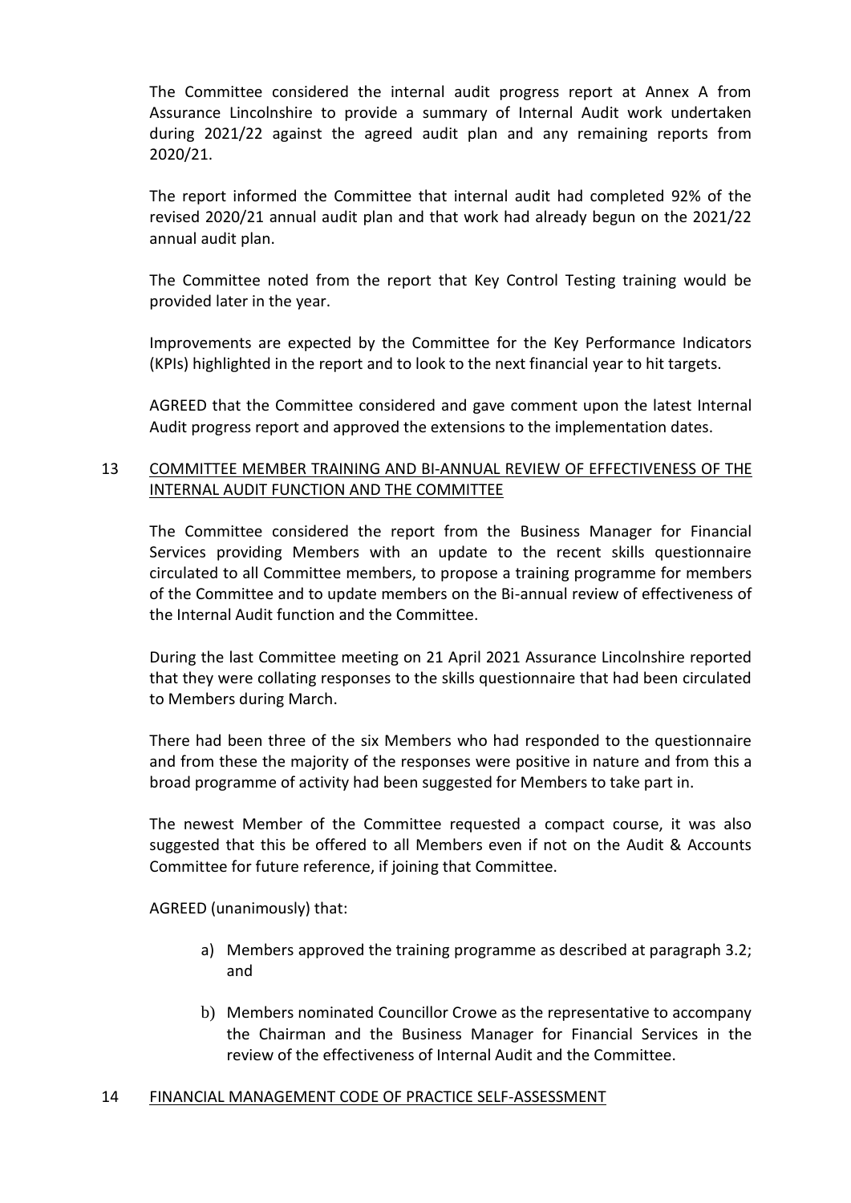The Committee considered the internal audit progress report at Annex A from Assurance Lincolnshire to provide a summary of Internal Audit work undertaken during 2021/22 against the agreed audit plan and any remaining reports from 2020/21.

The report informed the Committee that internal audit had completed 92% of the revised 2020/21 annual audit plan and that work had already begun on the 2021/22 annual audit plan.

The Committee noted from the report that Key Control Testing training would be provided later in the year.

Improvements are expected by the Committee for the Key Performance Indicators (KPIs) highlighted in the report and to look to the next financial year to hit targets.

AGREED that the Committee considered and gave comment upon the latest Internal Audit progress report and approved the extensions to the implementation dates.

## 13 COMMITTEE MEMBER TRAINING AND BI-ANNUAL REVIEW OF EFFECTIVENESS OF THE INTERNAL AUDIT FUNCTION AND THE COMMITTEE

The Committee considered the report from the Business Manager for Financial Services providing Members with an update to the recent skills questionnaire circulated to all Committee members, to propose a training programme for members of the Committee and to update members on the Bi-annual review of effectiveness of the Internal Audit function and the Committee.

During the last Committee meeting on 21 April 2021 Assurance Lincolnshire reported that they were collating responses to the skills questionnaire that had been circulated to Members during March.

There had been three of the six Members who had responded to the questionnaire and from these the majority of the responses were positive in nature and from this a broad programme of activity had been suggested for Members to take part in.

The newest Member of the Committee requested a compact course, it was also suggested that this be offered to all Members even if not on the Audit & Accounts Committee for future reference, if joining that Committee.

AGREED (unanimously) that:

a) Members approved the training programme as described at paragraph 3.2; and

b) Members nominated Councillor Crowe as the representative to accompany the Chairman and the Business Manager for Financial Services in the review of the effectiveness of Internal Audit and the Committee.

## 14 FINANCIAL MANAGEMENT CODE OF PRACTICE SELF-ASSESSMENT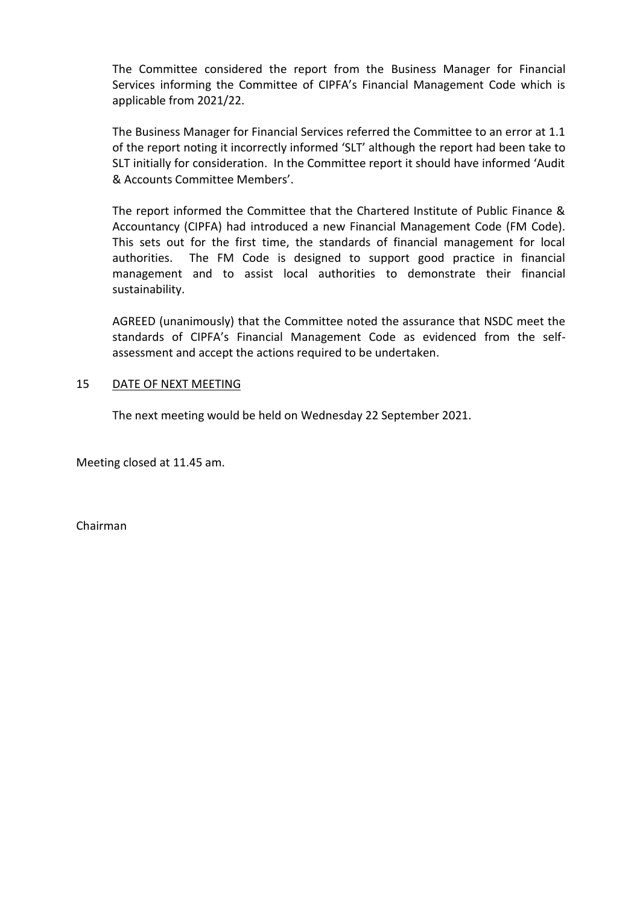The Committee considered the report from the Business Manager for Financial Services informing the Committee of CIPFA's Financial Management Code which is applicable from 2021/22.

The Business Manager for Financial Services referred the Committee to an error at 1.1 of the report noting it incorrectly informed 'SLT' although the report had been take to SLT initially for consideration. In the Committee report it should have informed 'Audit & Accounts Committee Members'.

The report informed the Committee that the Chartered Institute of Public Finance & Accountancy (CIPFA) had introduced a new Financial Management Code (FM Code). This sets out for the first time, the standards of financial management for local authorities. The FM Code is designed to support good practice in financial management and to assist local authorities to demonstrate their financial sustainability.

AGREED (unanimously) that the Committee noted the assurance that NSDC meet the standards of CIPFA's Financial Management Code as evidenced from the self-assessment and accept the actions required to be undertaken.

## 15 DATE OF NEXT MEETING

The next meeting would be held on Wednesday 22 September 2021.

Meeting closed at 11.45 am.

Chairman